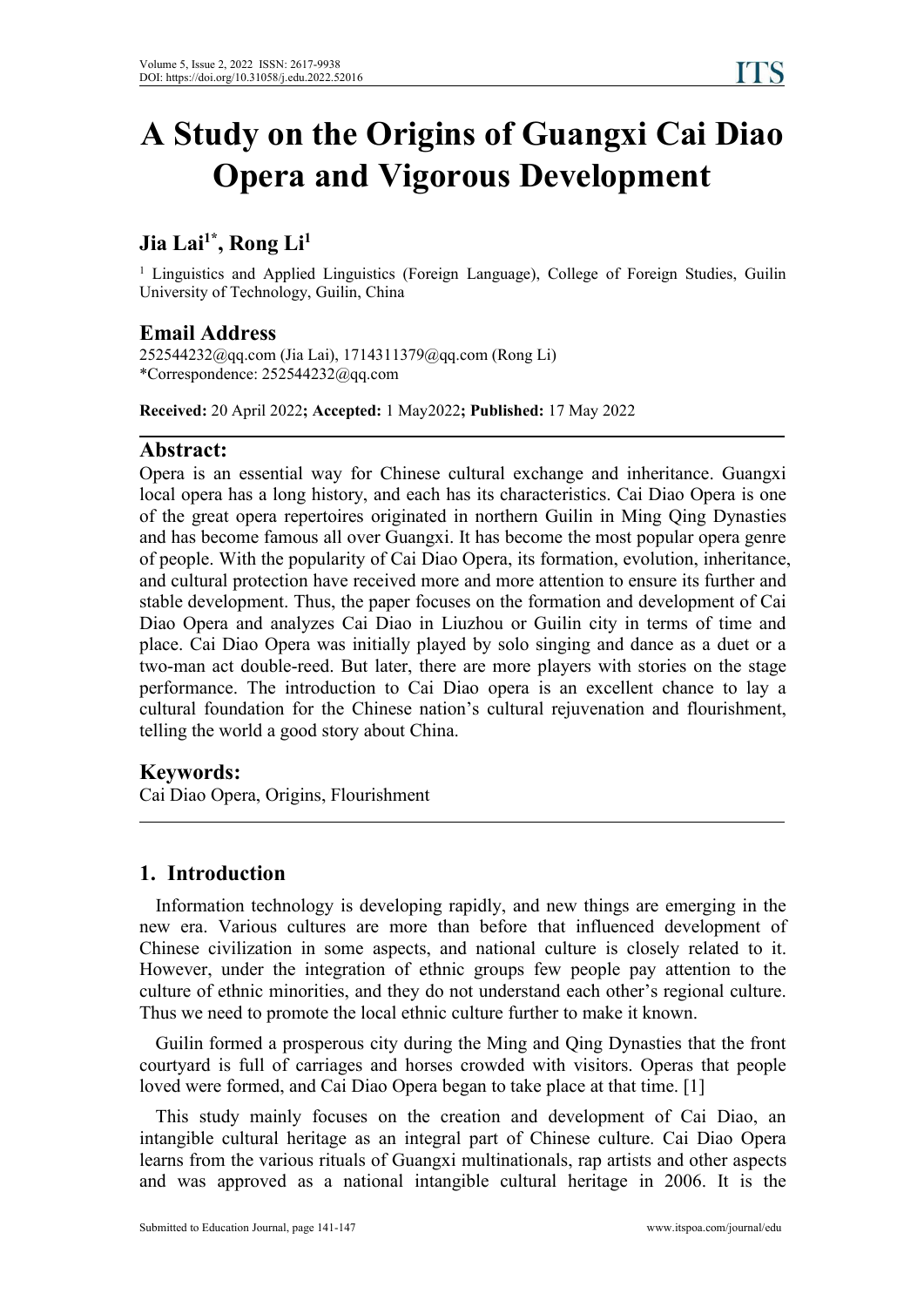# A Study on the Origins of Guangxi Cai Diao Opera and Vigorous Development

## Jia Lai[1*], Rong Li[1]

[1] Linguistics and Applied Linguistics (Foreign Language), College of Foreign Studies, Guilin University of Technology, Guilin, China

## Email Address

252544232@qq.com (Jia Lai), 1714311379@qq.com (Rong Li)
*Correspondence: 252544232@qq.com

**Received:** 20 April 2022**; Accepted:** 1 May2022**; Published:** 17 May 2022

## Abstract:

Opera is an essential way for Chinese cultural exchange and inheritance. Guangxi local opera has a long history, and each has its characteristics. Cai Diao Opera is one of the great opera repertoires originated in northern Guilin in Ming Qing Dynasties and has become famous all over Guangxi. It has become the most popular opera genre of people. With the popularity of Cai Diao Opera, its formation, evolution, inheritance, and cultural protection have received more and more attention to ensure its further and stable development. Thus, the paper focuses on the formation and development of Cai Diao Opera and analyzes Cai Diao in Liuzhou or Guilin city in terms of time and place. Cai Diao Opera was initially played by solo singing and dance as a duet or a two-man act double-reed. But later, there are more players with stories on the stage performance. The introduction to Cai Diao opera is an excellent chance to lay a cultural foundation for the Chinese nation's cultural rejuvenation and flourishment, telling the world a good story about China.

## Keywords:

Cai Diao Opera, Origins, Flourishment

## 1. Introduction

Information technology is developing rapidly, and new things are emerging in the new era. Various cultures are more than before that influenced development of Chinese civilization in some aspects, and national culture is closely related to it. However, under the integration of ethnic groups few people pay attention to the culture of ethnic minorities, and they do not understand each other's regional culture. Thus we need to promote the local ethnic culture further to make it known.

Guilin formed a prosperous city during the Ming and Qing Dynasties that the front courtyard is full of carriages and horses crowded with visitors. Operas that people loved were formed, and Cai Diao Opera began to take place at that time. [1]

This study mainly focuses on the creation and development of Cai Diao, an intangible cultural heritage as an integral part of Chinese culture. Cai Diao Opera learns from the various rituals of Guangxi multinationals, rap artists and other aspects and was approved as a national intangible cultural heritage in 2006. It is the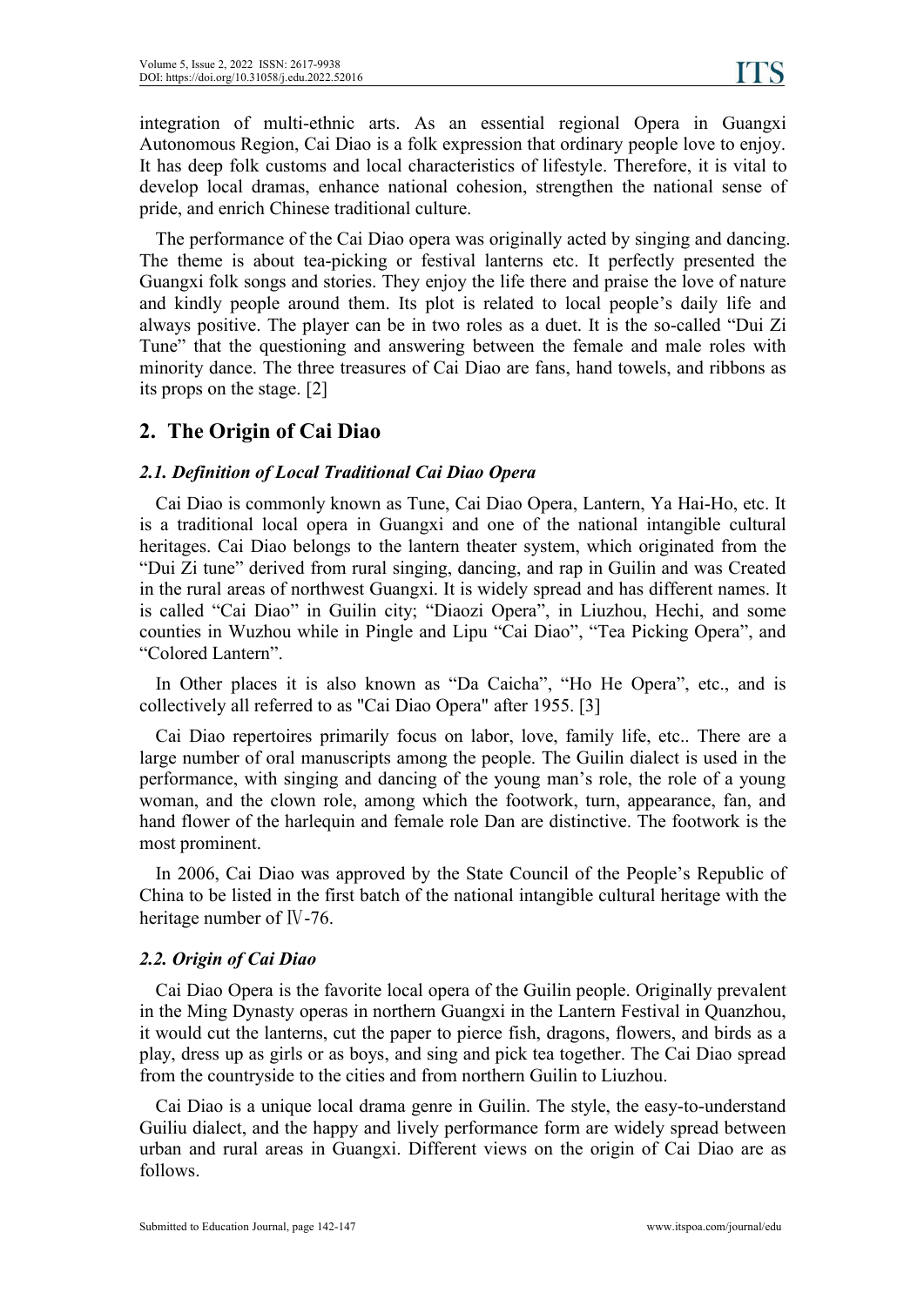integration of multi-ethnic arts. As an essential regional Opera in Guangxi Autonomous Region, Cai Diao is a folk expression that ordinary people love to enjoy. It has deep folk customs and local characteristics of lifestyle. Therefore, it is vital to develop local dramas, enhance national cohesion, strengthen the national sense of pride, and enrich Chinese traditional culture.

The performance of the Cai Diao opera was originally acted by singing and dancing. The theme is about tea-picking or festival lanterns etc. It perfectly presented the Guangxi folk songs and stories. They enjoy the life there and praise the love of nature and kindly people around them. Its plot is related to local people's daily life and always positive. The player can be in two roles as a duet. It is the so-called "Dui Zi Tune" that the questioning and answering between the female and male roles with minority dance. The three treasures of Cai Diao are fans, hand towels, and ribbons as its props on the stage. [2]

## 2. The Origin of Cai Diao

### *2.1. Definition of Local Traditional Cai Diao Opera*

Cai Diao is commonly known as Tune, Cai Diao Opera, Lantern, Ya Hai-Ho, etc. It is a traditional local opera in Guangxi and one of the national intangible cultural heritages. Cai Diao belongs to the lantern theater system, which originated from the "Dui Zi tune" derived from rural singing, dancing, and rap in Guilin and was Created in the rural areas of northwest Guangxi. It is widely spread and has different names. It is called "Cai Diao" in Guilin city; "Diaozi Opera", in Liuzhou, Hechi, and some counties in Wuzhou while in Pingle and Lipu "Cai Diao", "Tea Picking Opera", and "Colored Lantern".

In Other places it is also known as "Da Caicha", "Ho He Opera", etc., and is collectively all referred to as "Cai Diao Opera" after 1955. [3]

Cai Diao repertoires primarily focus on labor, love, family life, etc.. There are a large number of oral manuscripts among the people. The Guilin dialect is used in the performance, with singing and dancing of the young man's role, the role of a young woman, and the clown role, among which the footwork, turn, appearance, fan, and hand flower of the harlequin and female role Dan are distinctive. The footwork is the most prominent.

In 2006, Cai Diao was approved by the State Council of the People's Republic of China to be listed in the first batch of the national intangible cultural heritage with the heritage number of Ⅳ-76.

### *2.2. Origin of Cai Diao*

Cai Diao Opera is the favorite local opera of the Guilin people. Originally prevalent in the Ming Dynasty operas in northern Guangxi in the Lantern Festival in Quanzhou, it would cut the lanterns, cut the paper to pierce fish, dragons, flowers, and birds as a play, dress up as girls or as boys, and sing and pick tea together. The Cai Diao spread from the countryside to the cities and from northern Guilin to Liuzhou.

Cai Diao is a unique local drama genre in Guilin. The style, the easy-to-understand Guiliu dialect, and the happy and lively performance form are widely spread between urban and rural areas in Guangxi. Different views on the origin of Cai Diao are as follows.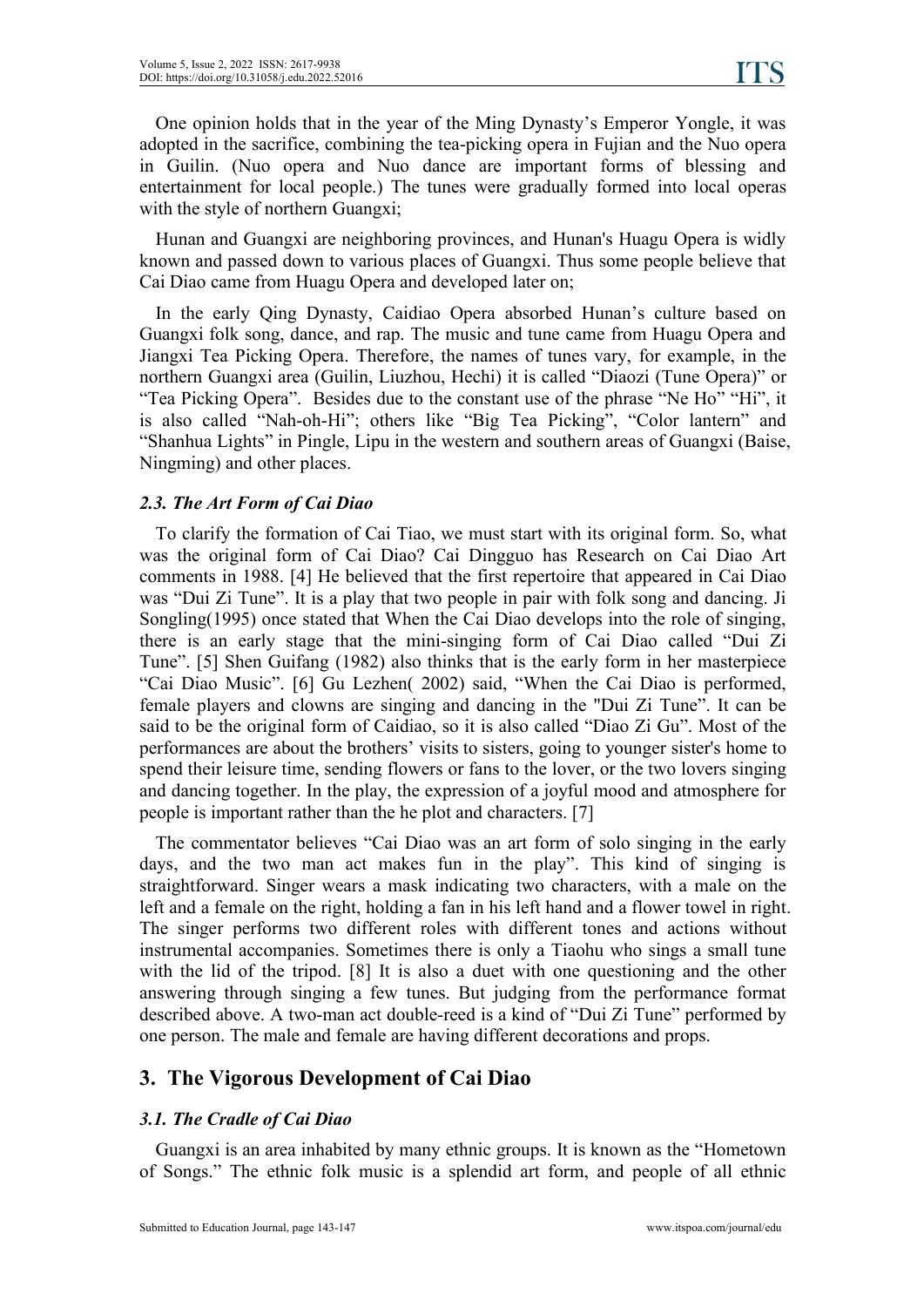One opinion holds that in the year of the Ming Dynasty's Emperor Yongle, it was adopted in the sacrifice, combining the tea-picking opera in Fujian and the Nuo opera in Guilin. (Nuo opera and Nuo dance are important forms of blessing and entertainment for local people.) The tunes were gradually formed into local operas with the style of northern Guangxi;

Hunan and Guangxi are neighboring provinces, and Hunan's Huagu Opera is widly known and passed down to various places of Guangxi. Thus some people believe that Cai Diao came from Huagu Opera and developed later on;

In the early Qing Dynasty, Caidiao Opera absorbed Hunan's culture based on Guangxi folk song, dance, and rap. The music and tune came from Huagu Opera and Jiangxi Tea Picking Opera. Therefore, the names of tunes vary, for example, in the northern Guangxi area (Guilin, Liuzhou, Hechi) it is called "Diaozi (Tune Opera)" or "Tea Picking Opera". Besides due to the constant use of the phrase "Ne Ho" "Hi", it is also called "Nah-oh-Hi"; others like "Big Tea Picking", "Color lantern" and "Shanhua Lights" in Pingle, Lipu in the western and southern areas of Guangxi (Baise, Ningming) and other places.

### 2.3. The Art Form of Cai Diao

To clarify the formation of Cai Tiao, we must start with its original form. So, what was the original form of Cai Diao? Cai Dingguo has Research on Cai Diao Art comments in 1988. [4] He believed that the first repertoire that appeared in Cai Diao was "Dui Zi Tune". It is a play that two people in pair with folk song and dancing. Ji Songling(1995) once stated that When the Cai Diao develops into the role of singing, there is an early stage that the mini-singing form of Cai Diao called "Dui Zi Tune". [5] Shen Guifang (1982) also thinks that is the early form in her masterpiece "Cai Diao Music". [6] Gu Lezhen( 2002) said, "When the Cai Diao is performed, female players and clowns are singing and dancing in the "Dui Zi Tune". It can be said to be the original form of Caidiao, so it is also called "Diao Zi Gu". Most of the performances are about the brothers' visits to sisters, going to younger sister's home to spend their leisure time, sending flowers or fans to the lover, or the two lovers singing and dancing together. In the play, the expression of a joyful mood and atmosphere for people is important rather than the he plot and characters. [7]

The commentator believes "Cai Diao was an art form of solo singing in the early days, and the two man act makes fun in the play". This kind of singing is straightforward. Singer wears a mask indicating two characters, with a male on the left and a female on the right, holding a fan in his left hand and a flower towel in right. The singer performs two different roles with different tones and actions without instrumental accompanies. Sometimes there is only a Tiaohu who sings a small tune with the lid of the tripod. [8] It is also a duet with one questioning and the other answering through singing a few tunes. But judging from the performance format described above. A two-man act double-reed is a kind of "Dui Zi Tune" performed by one person. The male and female are having different decorations and props.

## 3. The Vigorous Development of Cai Diao

### 3.1. The Cradle of Cai Diao

Guangxi is an area inhabited by many ethnic groups. It is known as the "Hometown of Songs." The ethnic folk music is a splendid art form, and people of all ethnic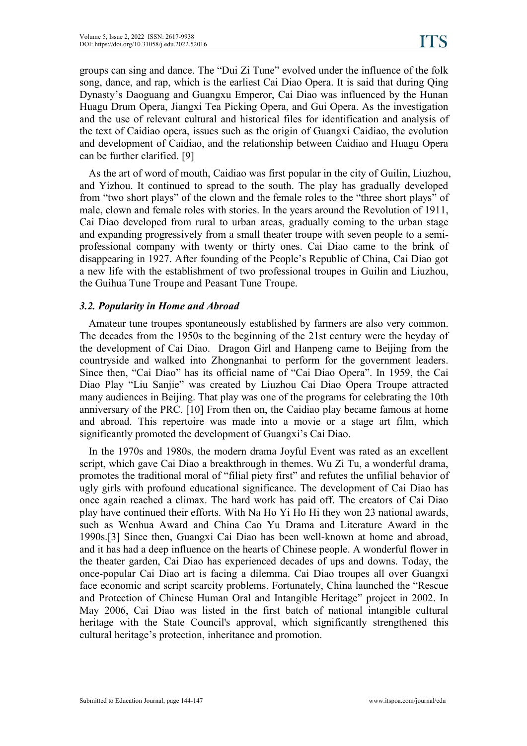groups can sing and dance. The "Dui Zi Tune" evolved under the influence of the folk song, dance, and rap, which is the earliest Cai Diao Opera. It is said that during Qing Dynasty's Daoguang and Guangxu Emperor, Cai Diao was influenced by the Hunan Huagu Drum Opera, Jiangxi Tea Picking Opera, and Gui Opera. As the investigation and the use of relevant cultural and historical files for identification and analysis of the text of Caidiao opera, issues such as the origin of Guangxi Caidiao, the evolution and development of Caidiao, and the relationship between Caidiao and Huagu Opera can be further clarified. [9]

As the art of word of mouth, Caidiao was first popular in the city of Guilin, Liuzhou, and Yizhou. It continued to spread to the south. The play has gradually developed from "two short plays" of the clown and the female roles to the "three short plays" of male, clown and female roles with stories. In the years around the Revolution of 1911, Cai Diao developed from rural to urban areas, gradually coming to the urban stage and expanding progressively from a small theater troupe with seven people to a semi-professional company with twenty or thirty ones. Cai Diao came to the brink of disappearing in 1927. After founding of the People's Republic of China, Cai Diao got a new life with the establishment of two professional troupes in Guilin and Liuzhou, the Guihua Tune Troupe and Peasant Tune Troupe.

### *3.2. Popularity in Home and Abroad*

Amateur tune troupes spontaneously established by farmers are also very common. The decades from the 1950s to the beginning of the 21st century were the heyday of the development of Cai Diao. Dragon Girl and Hanpeng came to Beijing from the countryside and walked into Zhongnanhai to perform for the government leaders. Since then, "Cai Diao" has its official name of "Cai Diao Opera". In 1959, the Cai Diao Play "Liu Sanjie" was created by Liuzhou Cai Diao Opera Troupe attracted many audiences in Beijing. That play was one of the programs for celebrating the 10th anniversary of the PRC. [10] From then on, the Caidiao play became famous at home and abroad. This repertoire was made into a movie or a stage art film, which significantly promoted the development of Guangxi's Cai Diao.

In the 1970s and 1980s, the modern drama Joyful Event was rated as an excellent script, which gave Cai Diao a breakthrough in themes. Wu Zi Tu, a wonderful drama, promotes the traditional moral of "filial piety first" and refutes the unfilial behavior of ugly girls with profound educational significance. The development of Cai Diao has once again reached a climax. The hard work has paid off. The creators of Cai Diao play have continued their efforts. With Na Ho Yi Ho Hi they won 23 national awards, such as Wenhua Award and China Cao Yu Drama and Literature Award in the 1990s.[3] Since then, Guangxi Cai Diao has been well-known at home and abroad, and it has had a deep influence on the hearts of Chinese people. A wonderful flower in the theater garden, Cai Diao has experienced decades of ups and downs. Today, the once-popular Cai Diao art is facing a dilemma. Cai Diao troupes all over Guangxi face economic and script scarcity problems. Fortunately, China launched the "Rescue and Protection of Chinese Human Oral and Intangible Heritage" project in 2002. In May 2006, Cai Diao was listed in the first batch of national intangible cultural heritage with the State Council's approval, which significantly strengthened this cultural heritage's protection, inheritance and promotion.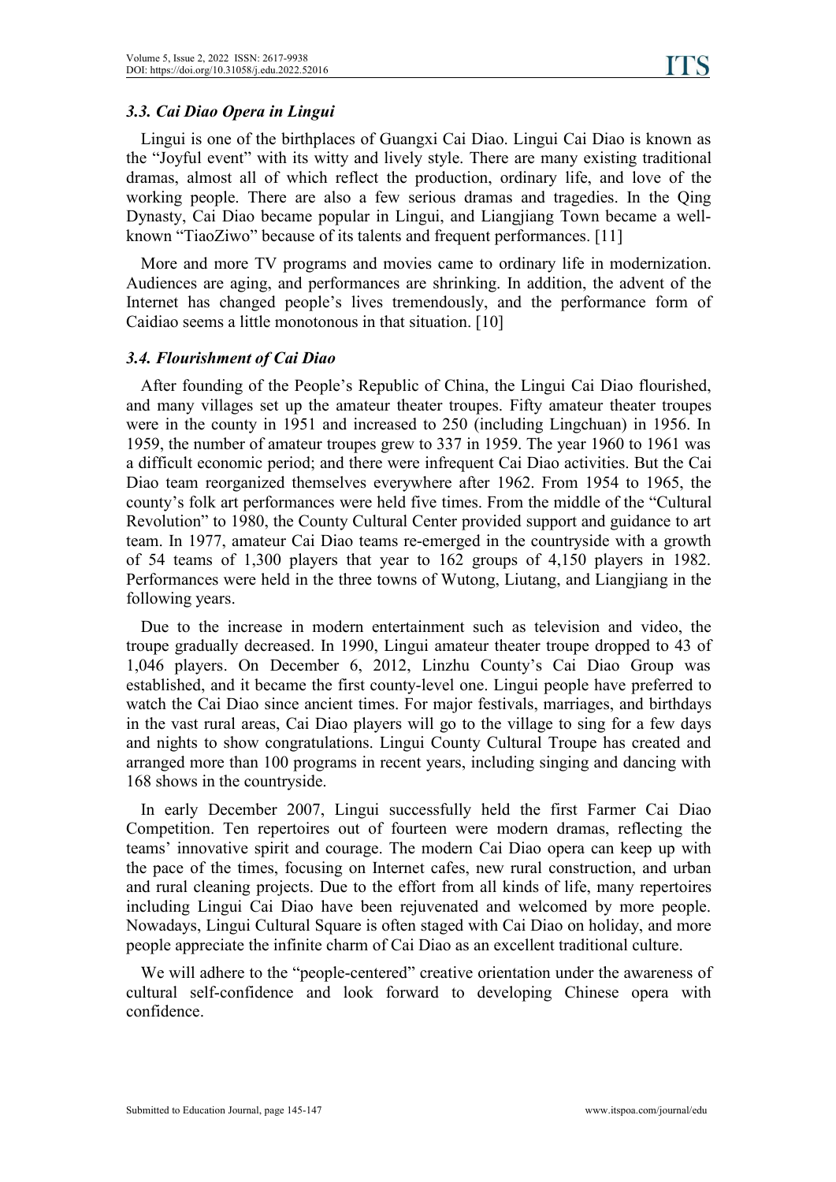### *3.3. Cai Diao Opera in Lingui*

Lingui is one of the birthplaces of Guangxi Cai Diao. Lingui Cai Diao is known as the "Joyful event" with its witty and lively style. There are many existing traditional dramas, almost all of which reflect the production, ordinary life, and love of the working people. There are also a few serious dramas and tragedies. In the Qing Dynasty, Cai Diao became popular in Lingui, and Liangjiang Town became a well-known "TiaoZiwo" because of its talents and frequent performances. [11]

More and more TV programs and movies came to ordinary life in modernization. Audiences are aging, and performances are shrinking. In addition, the advent of the Internet has changed people's lives tremendously, and the performance form of Caidiao seems a little monotonous in that situation. [10]

### *3.4. Flourishment of Cai Diao*

After founding of the People's Republic of China, the Lingui Cai Diao flourished, and many villages set up the amateur theater troupes. Fifty amateur theater troupes were in the county in 1951 and increased to 250 (including Lingchuan) in 1956. In 1959, the number of amateur troupes grew to 337 in 1959. The year 1960 to 1961 was a difficult economic period; and there were infrequent Cai Diao activities. But the Cai Diao team reorganized themselves everywhere after 1962. From 1954 to 1965, the county's folk art performances were held five times. From the middle of the "Cultural Revolution" to 1980, the County Cultural Center provided support and guidance to art team. In 1977, amateur Cai Diao teams re-emerged in the countryside with a growth of 54 teams of 1,300 players that year to 162 groups of 4,150 players in 1982. Performances were held in the three towns of Wutong, Liutang, and Liangjiang in the following years.

Due to the increase in modern entertainment such as television and video, the troupe gradually decreased. In 1990, Lingui amateur theater troupe dropped to 43 of 1,046 players. On December 6, 2012, Linzhu County's Cai Diao Group was established, and it became the first county-level one. Lingui people have preferred to watch the Cai Diao since ancient times. For major festivals, marriages, and birthdays in the vast rural areas, Cai Diao players will go to the village to sing for a few days and nights to show congratulations. Lingui County Cultural Troupe has created and arranged more than 100 programs in recent years, including singing and dancing with 168 shows in the countryside.

In early December 2007, Lingui successfully held the first Farmer Cai Diao Competition. Ten repertoires out of fourteen were modern dramas, reflecting the teams' innovative spirit and courage. The modern Cai Diao opera can keep up with the pace of the times, focusing on Internet cafes, new rural construction, and urban and rural cleaning projects. Due to the effort from all kinds of life, many repertoires including Lingui Cai Diao have been rejuvenated and welcomed by more people. Nowadays, Lingui Cultural Square is often staged with Cai Diao on holiday, and more people appreciate the infinite charm of Cai Diao as an excellent traditional culture.

We will adhere to the "people-centered" creative orientation under the awareness of cultural self-confidence and look forward to developing Chinese opera with confidence.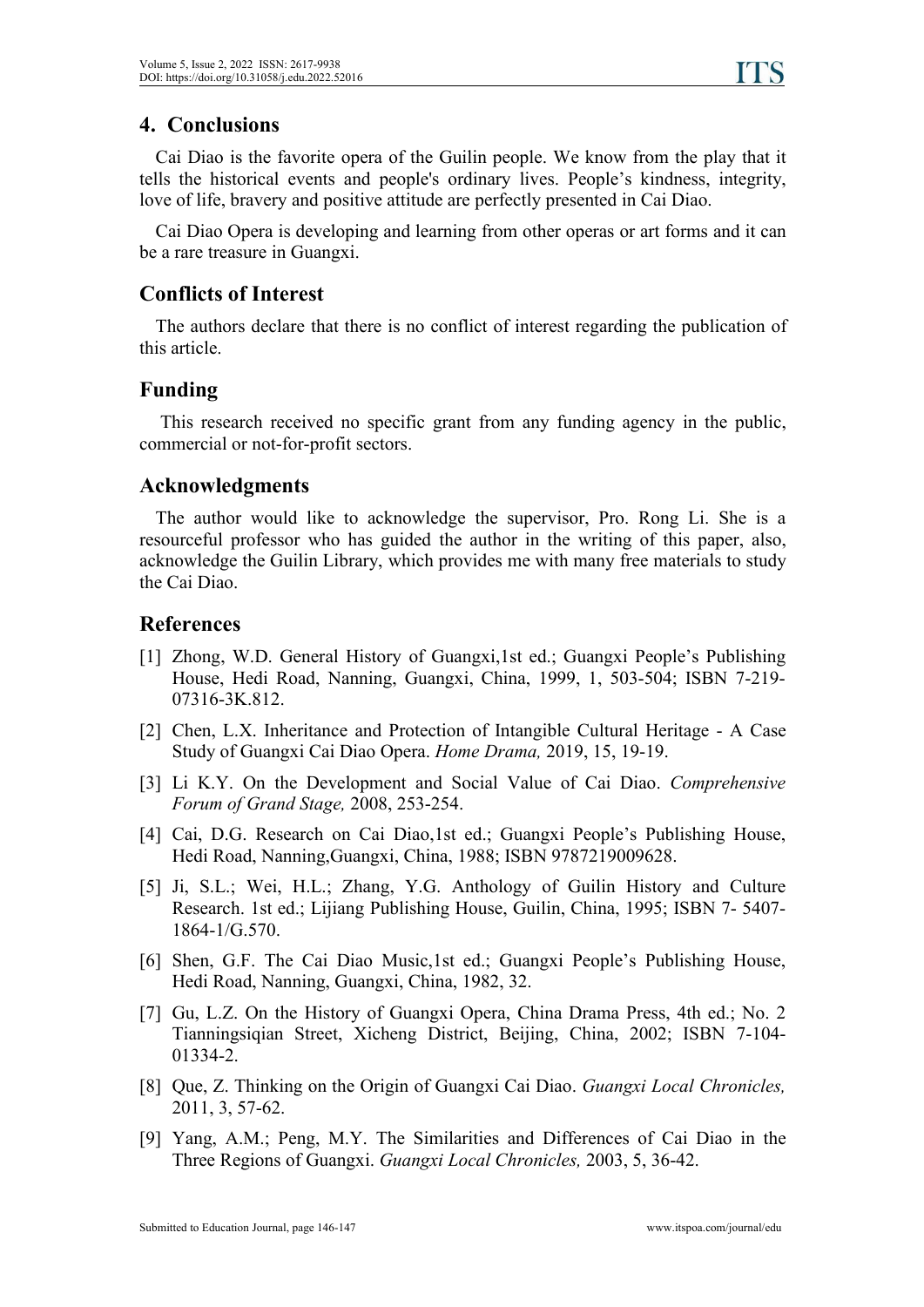## 4. Conclusions

Cai Diao is the favorite opera of the Guilin people. We know from the play that it tells the historical events and people's ordinary lives. People's kindness, integrity, love of life, bravery and positive attitude are perfectly presented in Cai Diao.

Cai Diao Opera is developing and learning from other operas or art forms and it can be a rare treasure in Guangxi.

## Conflicts of Interest

The authors declare that there is no conflict of interest regarding the publication of this article.

## Funding

This research received no specific grant from any funding agency in the public, commercial or not-for-profit sectors.

## Acknowledgments

The author would like to acknowledge the supervisor, Pro. Rong Li. She is a resourceful professor who has guided the author in the writing of this paper, also, acknowledge the Guilin Library, which provides me with many free materials to study the Cai Diao.

## References

[1] Zhong, W.D. General History of Guangxi,1st ed.; Guangxi People's Publishing House, Hedi Road, Nanning, Guangxi, China, 1999, 1, 503-504; ISBN 7-219-07316-3K.812.

[2] Chen, L.X. Inheritance and Protection of Intangible Cultural Heritage - A Case Study of Guangxi Cai Diao Opera. *Home Drama,* 2019, 15, 19-19.

[3] Li K.Y. On the Development and Social Value of Cai Diao. *Comprehensive Forum of Grand Stage,* 2008, 253-254.

[4] Cai, D.G. Research on Cai Diao,1st ed.; Guangxi People's Publishing House, Hedi Road, Nanning,Guangxi, China, 1988; ISBN 9787219009628.

[5] Ji, S.L.; Wei, H.L.; Zhang, Y.G. Anthology of Guilin History and Culture Research. 1st ed.; Lijiang Publishing House, Guilin, China, 1995; ISBN 7- 5407-1864-1/G.570.

[6] Shen, G.F. The Cai Diao Music,1st ed.; Guangxi People's Publishing House, Hedi Road, Nanning, Guangxi, China, 1982, 32.

[7] Gu, L.Z. On the History of Guangxi Opera, China Drama Press, 4th ed.; No. 2 Tianningsiqian Street, Xicheng District, Beijing, China, 2002; ISBN 7-104-01334-2.

[8] Que, Z. Thinking on the Origin of Guangxi Cai Diao. *Guangxi Local Chronicles,* 2011, 3, 57-62.

[9] Yang, A.M.; Peng, M.Y. The Similarities and Differences of Cai Diao in the Three Regions of Guangxi. *Guangxi Local Chronicles,* 2003, 5, 36-42.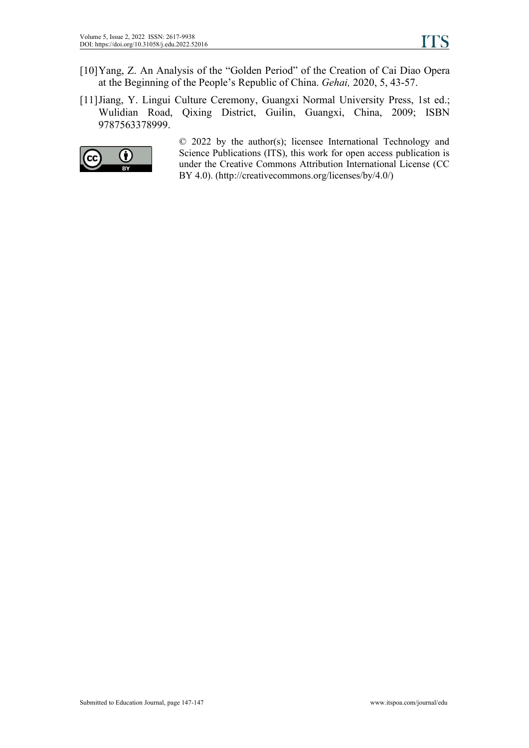[10] Yang, Z. An Analysis of the "Golden Period" of the Creation of Cai Diao Opera at the Beginning of the People's Republic of China. *Gehai,* 2020, 5, 43-57.

[11] Jiang, Y. Lingui Culture Ceremony, Guangxi Normal University Press, 1st ed.; Wulidian Road, Qixing District, Guilin, Guangxi, China, 2009; ISBN 9787563378999.

© 2022 by the author(s); licensee International Technology and Science Publications (ITS), this work for open access publication is under the Creative Commons Attribution International License (CC BY 4.0). (http://creativecommons.org/licenses/by/4.0/)